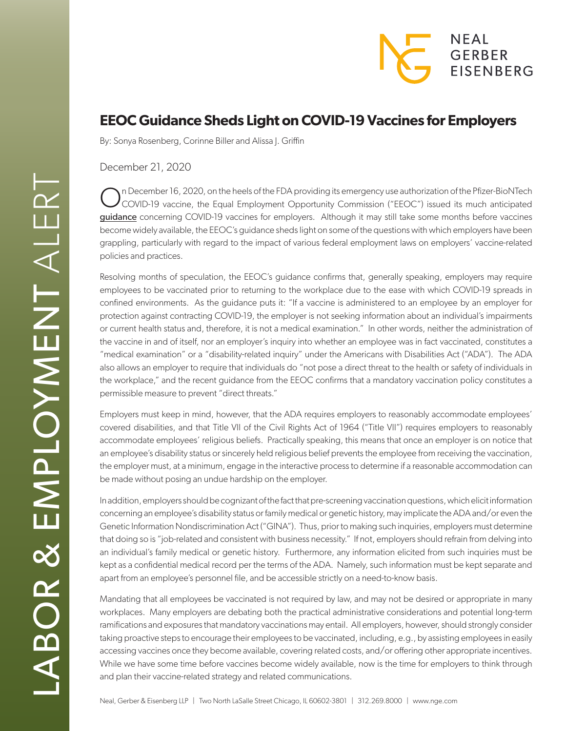# EEOC Guidance Sheds Light on COVID-19 Vaccines for Employers

By: Sonya Rosenberg, Corinne Biller and Alissa J. Griffin

December 21, 2020

On December 16, 2020, on the heels of the FDA providing its emergency use authorization of the Pfizer-BioNTech COVID-19 vaccine, the Equal Employment Opportunity Commission ("EEOC") issued its much anticipated guidance concerning COVID-19 vaccines for employers. Although it may still take some months before vaccines become widely available, the EEOC's guidance sheds light on some of the questions with which employers have been grappling, particularly with regard to the impact of various federal employment laws on employers' vaccine-related policies and practices.

Resolving months of speculation, the EEOC's guidance confirms that, generally speaking, employers may require employees to be vaccinated prior to returning to the workplace due to the ease with which COVID-19 spreads in confined environments. As the guidance puts it: "If a vaccine is administered to an employee by an employer for protection against contracting COVID-19, the employer is not seeking information about an individual's impairments or current health status and, therefore, it is not a medical examination." In other words, neither the administration of the vaccine in and of itself, nor an employer's inquiry into whether an employee was in fact vaccinated, constitutes a "medical examination" or a "disability-related inquiry" under the Americans with Disabilities Act ("ADA"). The ADA also allows an employer to require that individuals do "not pose a direct threat to the health or safety of individuals in the workplace," and the recent guidance from the EEOC confirms that a mandatory vaccination policy constitutes a permissible measure to prevent "direct threats."

Employers must keep in mind, however, that the ADA requires employers to reasonably accommodate employees' covered disabilities, and that Title VII of the Civil Rights Act of 1964 ("Title VII") requires employers to reasonably accommodate employees' religious beliefs. Practically speaking, this means that once an employer is on notice that an employee's disability status or sincerely held religious belief prevents the employee from receiving the vaccination, the employer must, at a minimum, engage in the interactive process to determine if a reasonable accommodation can be made without posing an undue hardship on the employer.

In addition, employers should be cognizant of the fact that pre-screening vaccination questions, which elicit information concerning an employee's disability status or family medical or genetic history, may implicate the ADA and/or even the Genetic Information Nondiscrimination Act ("GINA"). Thus, prior to making such inquiries, employers must determine that doing so is "job-related and consistent with business necessity." If not, employers should refrain from delving into an individual's family medical or genetic history. Furthermore, any information elicited from such inquiries must be kept as a confidential medical record per the terms of the ADA. Namely, such information must be kept separate and apart from an employee's personnel file, and be accessible strictly on a need-to-know basis.

Mandating that all employees be vaccinated is not required by law, and may not be desired or appropriate in many workplaces. Many employers are debating both the practical administrative considerations and potential long-term ramifications and exposures that mandatory vaccinations may entail. All employers, however, should strongly consider taking proactive steps to encourage their employees to be vaccinated, including, e.g., by assisting employees in easily accessing vaccines once they become available, covering related costs, and/or offering other appropriate incentives. While we have some time before vaccines become widely available, now is the time for employers to think through and plan their vaccine-related strategy and related communications.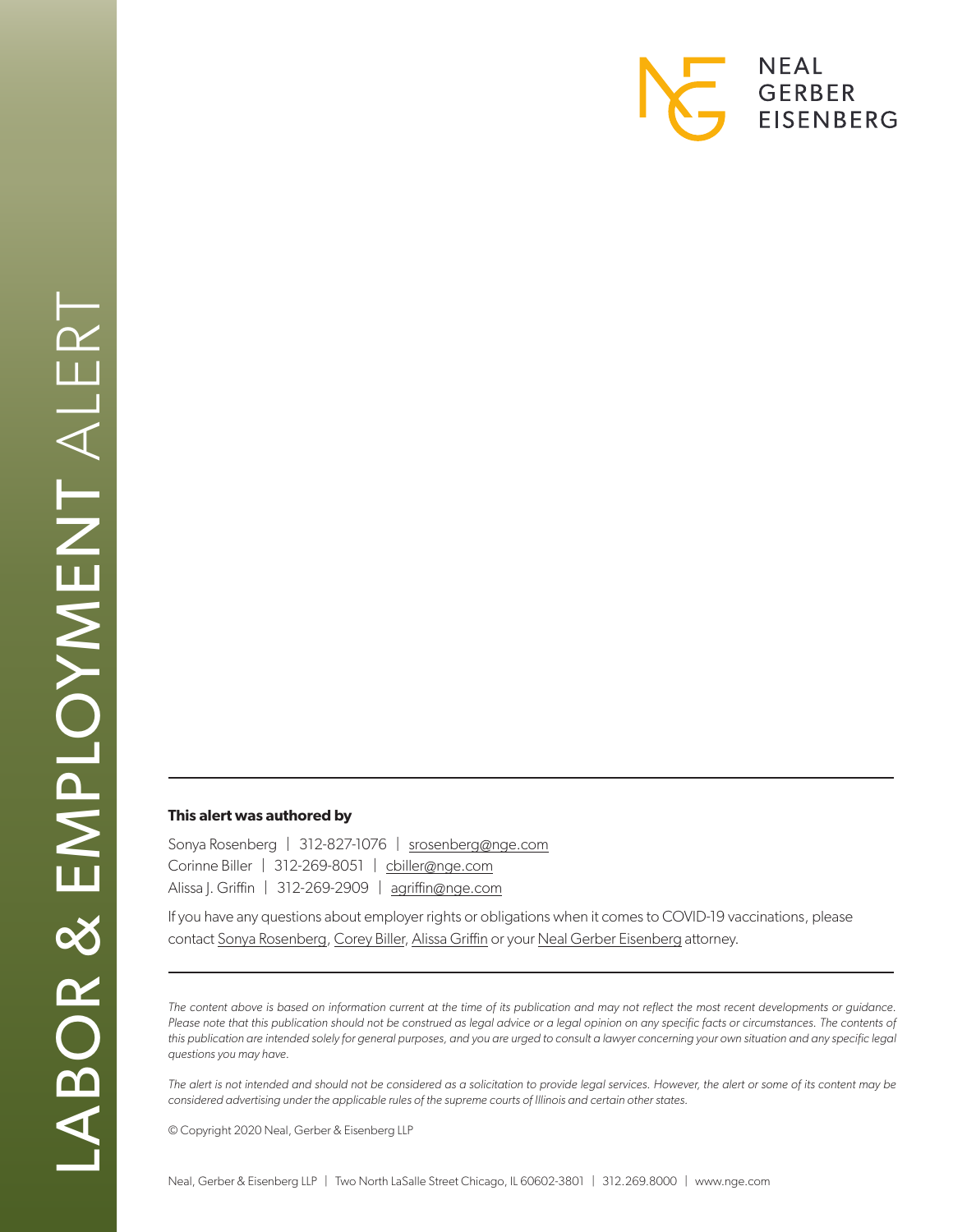**This alert was authored by**

Sonya Rosenberg | 312-827-1076 | srosenberg@nge.com
Corinne Biller | 312-269-8051 | cbiller@nge.com
Alissa J. Griffin | 312-269-2909 | agriffin@nge.com

If you have any questions about employer rights or obligations when it comes to COVID-19 vaccinations, please contact Sonya Rosenberg, Corey Biller, Alissa Griffin or your Neal Gerber Eisenberg attorney.

*The content above is based on information current at the time of its publication and may not reflect the most recent developments or guidance. Please note that this publication should not be construed as legal advice or a legal opinion on any specific facts or circumstances. The contents of this publication are intended solely for general purposes, and you are urged to consult a lawyer concerning your own situation and any specific legal questions you may have.*

*The alert is not intended and should not be considered as a solicitation to provide legal services. However, the alert or some of its content may be considered advertising under the applicable rules of the supreme courts of Illinois and certain other states.*

© Copyright 2020 Neal, Gerber & Eisenberg LLP

Neal, Gerber & Eisenberg LLP | Two North LaSalle Street Chicago, IL 60602-3801 | 312.269.8000 | www.nge.com